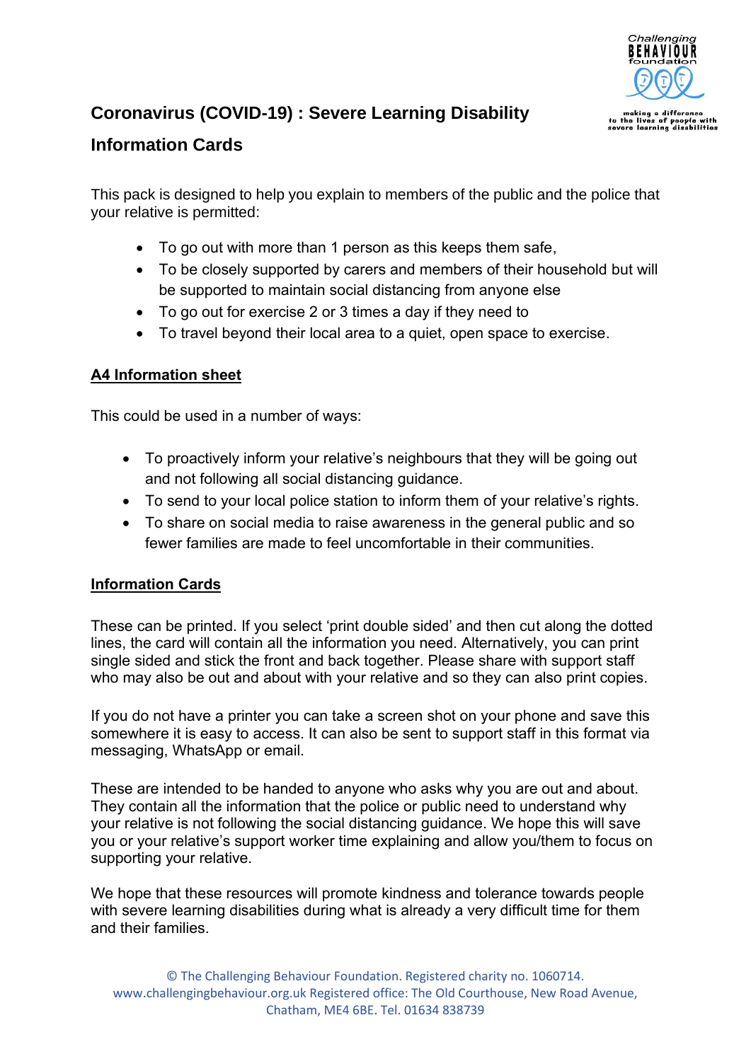# Coronavirus (COVID-19) : Severe Learning Disability Information Cards

This pack is designed to help you explain to members of the public and the police that your relative is permitted:

- To go out with more than 1 person as this keeps them safe,
- To be closely supported by carers and members of their household but will be supported to maintain social distancing from anyone else
- To go out for exercise 2 or 3 times a day if they need to
- To travel beyond their local area to a quiet, open space to exercise.

## A4 Information sheet

This could be used in a number of ways:

- To proactively inform your relative's neighbours that they will be going out and not following all social distancing guidance.
- To send to your local police station to inform them of your relative's rights.
- To share on social media to raise awareness in the general public and so fewer families are made to feel uncomfortable in their communities.

## Information Cards

These can be printed. If you select 'print double sided' and then cut along the dotted lines, the card will contain all the information you need. Alternatively, you can print single sided and stick the front and back together. Please share with support staff who may also be out and about with your relative and so they can also print copies.

If you do not have a printer you can take a screen shot on your phone and save this somewhere it is easy to access. It can also be sent to support staff in this format via messaging, WhatsApp or email.

These are intended to be handed to anyone who asks why you are out and about. They contain all the information that the police or public need to understand why your relative is not following the social distancing guidance. We hope this will save you or your relative's support worker time explaining and allow you/them to focus on supporting your relative.

We hope that these resources will promote kindness and tolerance towards people with severe learning disabilities during what is already a very difficult time for them and their families.

© The Challenging Behaviour Foundation. Registered charity no. 1060714. www.challengingbehaviour.org.uk Registered office: The Old Courthouse, New Road Avenue, Chatham, ME4 6BE. Tel. 01634 838739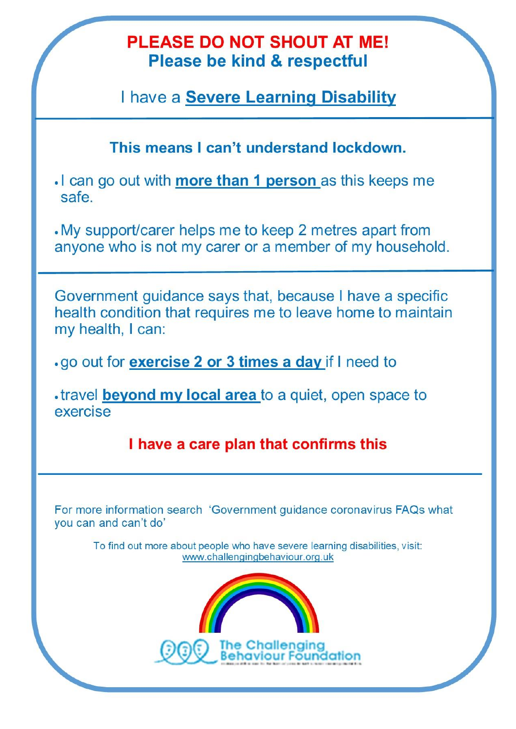# PLEASE DO NOT SHOUT AT ME!

## Please be kind & respectful

I have a **Severe Learning Disability**

---

### This means I can't understand lockdown.

- I can go out with **more than 1 person** as this keeps me safe.
- My support/carer helps me to keep 2 metres apart from anyone who is not my carer or a member of my household.

---

Government guidance says that, because I have a specific health condition that requires me to leave home to maintain my health, I can:

- go out for **exercise 2 or 3 times a day** if I need to
- travel **beyond my local area** to a quiet, open space to exercise

**I have a care plan that confirms this**

---

For more information search 'Government guidance coronavirus FAQs what you can and can't do'

To find out more about people who have severe learning disabilities, visit: www.challengingbehaviour.org.uk

The Challenging Behaviour Foundation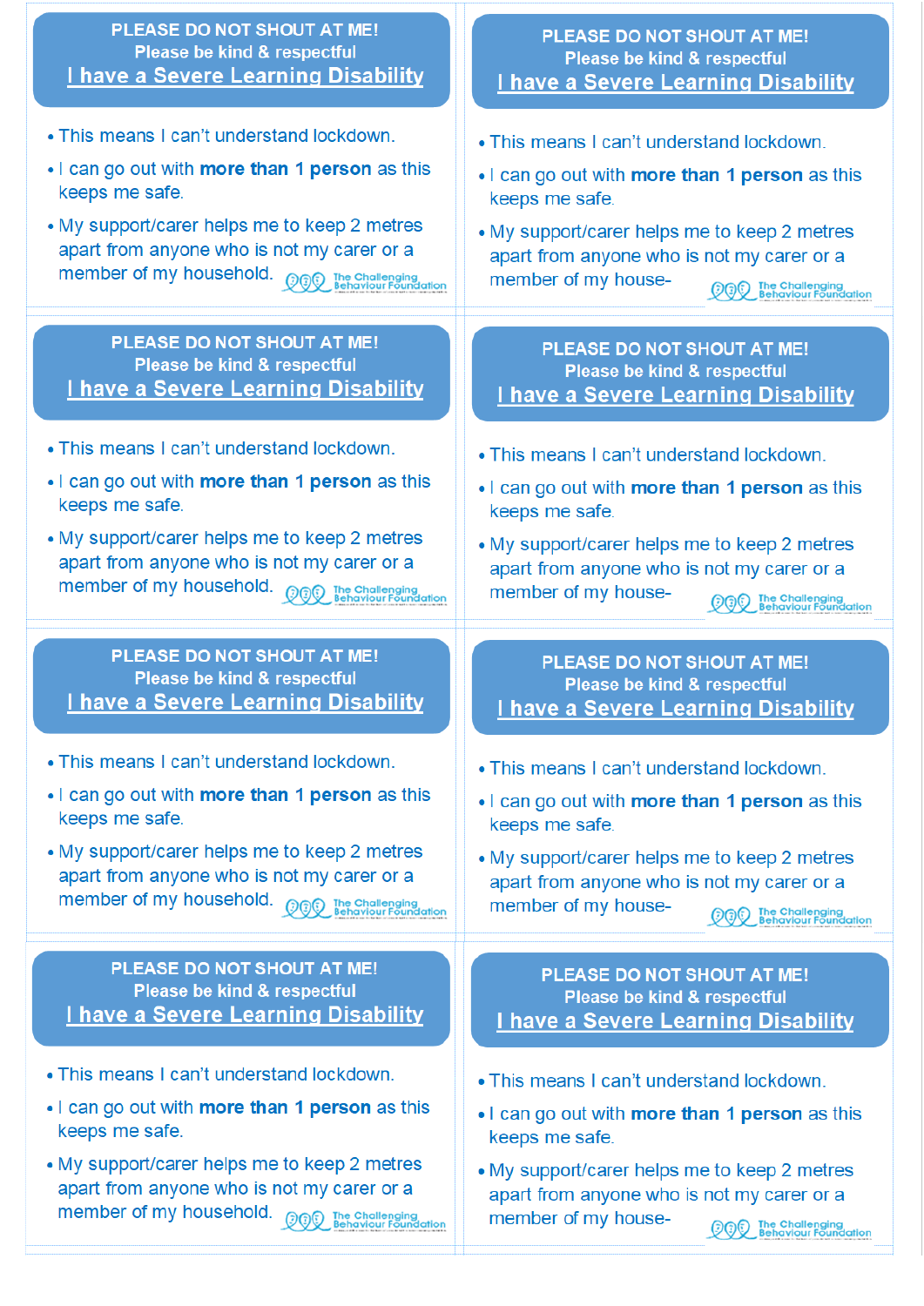**PLEASE DO NOT SHOUT AT ME!**
**Please be kind & respectful**
**I have a Severe Learning Disability**

- This means I can't understand lockdown.
- I can go out with **more than 1 person** as this keeps me safe.
- My support/carer helps me to keep 2 metres apart from anyone who is not my carer or a member of my household.

The Challenging Behaviour Foundation

**PLEASE DO NOT SHOUT AT ME!**
**Please be kind & respectful**
**I have a Severe Learning Disability**

- This means I can't understand lockdown.
- I can go out with **more than 1 person** as this keeps me safe.
- My support/carer helps me to keep 2 metres apart from anyone who is not my carer or a member of my house-

The Challenging Behaviour Foundation

**PLEASE DO NOT SHOUT AT ME!**
**Please be kind & respectful**
**I have a Severe Learning Disability**

- This means I can't understand lockdown.
- I can go out with **more than 1 person** as this keeps me safe.
- My support/carer helps me to keep 2 metres apart from anyone who is not my carer or a member of my household.

The Challenging Behaviour Foundation

**PLEASE DO NOT SHOUT AT ME!**
**Please be kind & respectful**
**I have a Severe Learning Disability**

- This means I can't understand lockdown.
- I can go out with **more than 1 person** as this keeps me safe.
- My support/carer helps me to keep 2 metres apart from anyone who is not my carer or a member of my house-

The Challenging Behaviour Foundation

**PLEASE DO NOT SHOUT AT ME!**
**Please be kind & respectful**
**I have a Severe Learning Disability**

- This means I can't understand lockdown.
- I can go out with **more than 1 person** as this keeps me safe.
- My support/carer helps me to keep 2 metres apart from anyone who is not my carer or a member of my household.

The Challenging Behaviour Foundation

**PLEASE DO NOT SHOUT AT ME!**
**Please be kind & respectful**
**I have a Severe Learning Disability**

- This means I can't understand lockdown.
- I can go out with **more than 1 person** as this keeps me safe.
- My support/carer helps me to keep 2 metres apart from anyone who is not my carer or a member of my house-

The Challenging Behaviour Foundation

**PLEASE DO NOT SHOUT AT ME!**
**Please be kind & respectful**
**I have a Severe Learning Disability**

- This means I can't understand lockdown.
- I can go out with **more than 1 person** as this keeps me safe.
- My support/carer helps me to keep 2 metres apart from anyone who is not my carer or a member of my household.

The Challenging Behaviour Foundation

**PLEASE DO NOT SHOUT AT ME!**
**Please be kind & respectful**
**I have a Severe Learning Disability**

- This means I can't understand lockdown.
- I can go out with **more than 1 person** as this keeps me safe.
- My support/carer helps me to keep 2 metres apart from anyone who is not my carer or a member of my house-

The Challenging Behaviour Foundation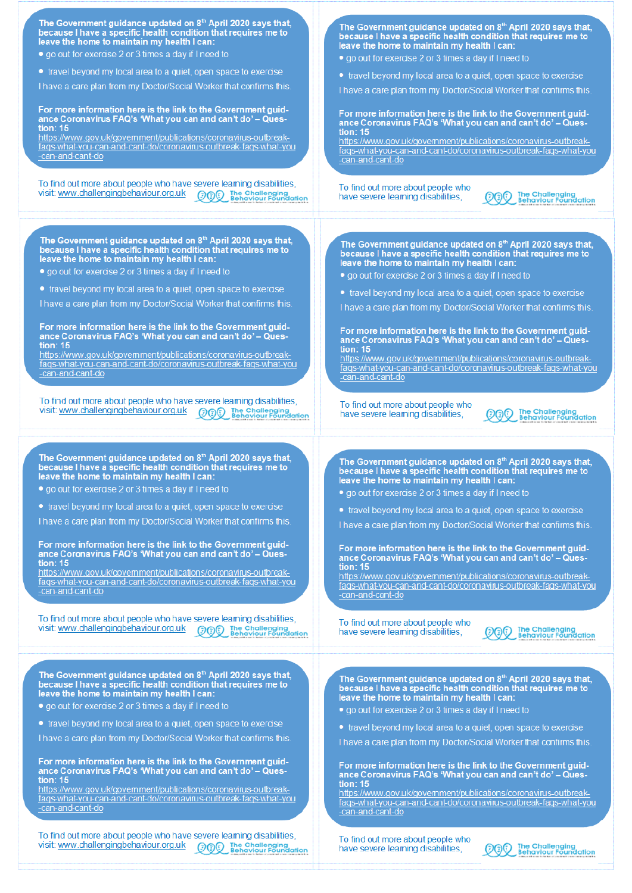**The Government guidance updated on 8th April 2020 says that, because I have a specific health condition that requires me to leave the home to maintain my health I can:**

- go out for exercise 2 or 3 times a day if I need to
- travel beyond my local area to a quiet, open space to exercise

I have a care plan from my Doctor/Social Worker that confirms this.

**For more information here is the link to the Government guidance Coronavirus FAQ's 'What you can and can't do' – Question: 15**
https://www.gov.uk/government/publications/coronavirus-outbreak-faqs-what-you-can-and-cant-do/coronavirus-outbreak-faqs-what-you-can-and-cant-do

To find out more about people who have severe learning disabilities, visit: www.challengingbehaviour.org.uk

The Challenging Behaviour Foundation

---

**The Government guidance updated on 8th April 2020 says that, because I have a specific health condition that requires me to leave the home to maintain my health I can:**

- go out for exercise 2 or 3 times a day if I need to
- travel beyond my local area to a quiet, open space to exercise

I have a care plan from my Doctor/Social Worker that confirms this.

**For more information here is the link to the Government guidance Coronavirus FAQ's 'What you can and can't do' – Question: 15**
https://www.gov.uk/government/publications/coronavirus-outbreak-faqs-what-you-can-and-cant-do/coronavirus-outbreak-faqs-what-you-can-and-cant-do

To find out more about people who have severe learning disabilities,

The Challenging Behaviour Foundation

---

**The Government guidance updated on 8th April 2020 says that, because I have a specific health condition that requires me to leave the home to maintain my health I can:**

- go out for exercise 2 or 3 times a day if I need to
- travel beyond my local area to a quiet, open space to exercise

I have a care plan from my Doctor/Social Worker that confirms this.

**For more information here is the link to the Government guidance Coronavirus FAQ's 'What you can and can't do' – Question: 15**
https://www.gov.uk/government/publications/coronavirus-outbreak-faqs-what-you-can-and-cant-do/coronavirus-outbreak-faqs-what-you-can-and-cant-do

To find out more about people who have severe learning disabilities, visit: www.challengingbehaviour.org.uk

The Challenging Behaviour Foundation

---

**The Government guidance updated on 8th April 2020 says that, because I have a specific health condition that requires me to leave the home to maintain my health I can:**

- go out for exercise 2 or 3 times a day if I need to
- travel beyond my local area to a quiet, open space to exercise

I have a care plan from my Doctor/Social Worker that confirms this.

**For more information here is the link to the Government guidance Coronavirus FAQ's 'What you can and can't do' – Question: 15**
https://www.gov.uk/government/publications/coronavirus-outbreak-faqs-what-you-can-and-cant-do/coronavirus-outbreak-faqs-what-you-can-and-cant-do

To find out more about people who have severe learning disabilities,

The Challenging Behaviour Foundation

---

**The Government guidance updated on 8th April 2020 says that, because I have a specific health condition that requires me to leave the home to maintain my health I can:**

- go out for exercise 2 or 3 times a day if I need to
- travel beyond my local area to a quiet, open space to exercise

I have a care plan from my Doctor/Social Worker that confirms this.

**For more information here is the link to the Government guidance Coronavirus FAQ's 'What you can and can't do' – Question: 15**
https://www.gov.uk/government/publications/coronavirus-outbreak-faqs-what-you-can-and-cant-do/coronavirus-outbreak-faqs-what-you-can-and-cant-do

To find out more about people who have severe learning disabilities, visit: www.challengingbehaviour.org.uk

The Challenging Behaviour Foundation

---

**The Government guidance updated on 8th April 2020 says that, because I have a specific health condition that requires me to leave the home to maintain my health I can:**

- go out for exercise 2 or 3 times a day if I need to
- travel beyond my local area to a quiet, open space to exercise

I have a care plan from my Doctor/Social Worker that confirms this.

**For more information here is the link to the Government guidance Coronavirus FAQ's 'What you can and can't do' – Question: 15**
https://www.gov.uk/government/publications/coronavirus-outbreak-faqs-what-you-can-and-cant-do/coronavirus-outbreak-faqs-what-you-can-and-cant-do

To find out more about people who have severe learning disabilities,

The Challenging Behaviour Foundation

---

**The Government guidance updated on 8th April 2020 says that, because I have a specific health condition that requires me to leave the home to maintain my health I can:**

- go out for exercise 2 or 3 times a day if I need to
- travel beyond my local area to a quiet, open space to exercise

I have a care plan from my Doctor/Social Worker that confirms this.

**For more information here is the link to the Government guidance Coronavirus FAQ's 'What you can and can't do' – Question: 15**
https://www.gov.uk/government/publications/coronavirus-outbreak-faqs-what-you-can-and-cant-do/coronavirus-outbreak-faqs-what-you-can-and-cant-do

To find out more about people who have severe learning disabilities, visit: www.challengingbehaviour.org.uk

The Challenging Behaviour Foundation

---

**The Government guidance updated on 8th April 2020 says that, because I have a specific health condition that requires me to leave the home to maintain my health I can:**

- go out for exercise 2 or 3 times a day if I need to
- travel beyond my local area to a quiet, open space to exercise

I have a care plan from my Doctor/Social Worker that confirms this.

**For more information here is the link to the Government guidance Coronavirus FAQ's 'What you can and can't do' – Question: 15**
https://www.gov.uk/government/publications/coronavirus-outbreak-faqs-what-you-can-and-cant-do/coronavirus-outbreak-faqs-what-you-can-and-cant-do

To find out more about people who have severe learning disabilities,

The Challenging Behaviour Foundation